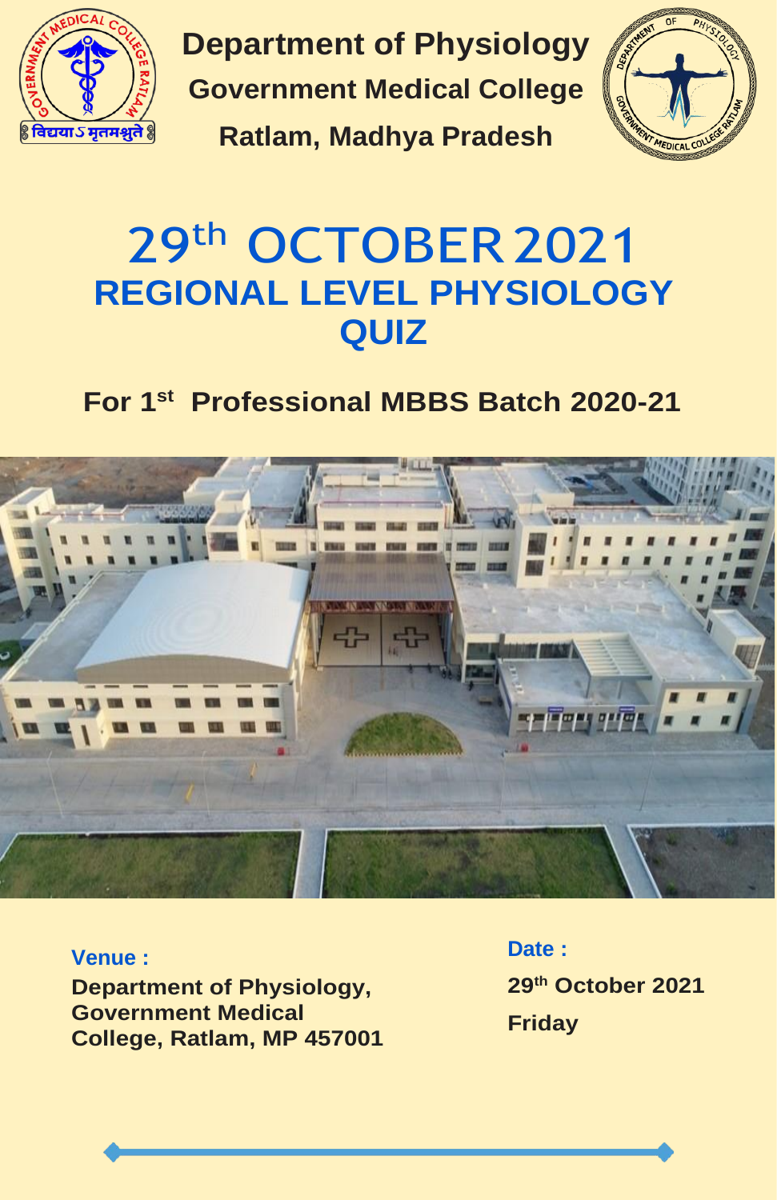# Department of Physiology

## Government Medical College

## Ratlam, Madhya Pradesh

# 29th OCTOBER 2021

# REGIONAL LEVEL PHYSIOLOGY QUIZ

## For 1st Professional MBBS Batch 2020-21

**Venue :**

**Department of Physiology, Government Medical College, Ratlam, MP 457001**

**Date :**

**29th October 2021**

**Friday**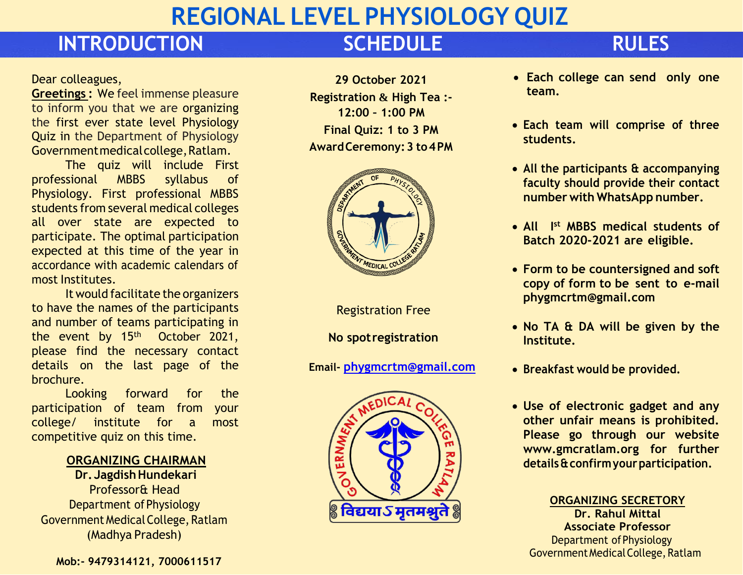# REGIONAL LEVEL PHYSIOLOGY QUIZ

## INTRODUCTION

Dear colleagues,

**Greetings :** We feel immense pleasure to inform you that we are organizing the first ever state level Physiology Quiz in the Department of Physiology Government medical college, Ratlam.

The quiz will include First professional MBBS syllabus of Physiology. First professional MBBS students from several medical colleges all over state are expected to participate. The optimal participation expected at this time of the year in accordance with academic calendars of most Institutes.

It would facilitate the organizers to have the names of the participants and number of teams participating in the event by 15th October 2021, please find the necessary contact details on the last page of the brochure.

Looking forward for the participation of team from your college/ institute for a most competitive quiz on this time.

**ORGANIZING CHAIRMAN**

**Dr. Jagdish Hundekari**
Professor& Head
Department of Physiology
Government Medical College, Ratlam
(Madhya Pradesh)

**Mob:- 9479314121, 7000611517**

## SCHEDULE

**29 October 2021**

**Registration & High Tea :- 12:00 – 1:00 PM**

**Final Quiz: 1 to 3 PM**

**Award Ceremony: 3 to 4 PM**

Registration Free

**No spot registration**

**Email-** phygmcrtm@gmail.com

## RULES

- **Each college can send only one team.**
- **Each team will comprise of three students.**
- **All the participants & accompanying faculty should provide their contact number with WhatsApp number.**
- **All Ist MBBS medical students of Batch 2020-2021 are eligible.**
- **Form to be countersigned and soft copy of form to be sent to e-mail phygmcrtm@gmail.com**
- **No TA & DA will be given by the Institute.**
- **Breakfast would be provided.**
- **Use of electronic gadget and any other unfair means is prohibited. Please go through our website www.gmcratlam.org for further details & confirm your participation.**

**ORGANIZING SECRETORY**

**Dr. Rahul Mittal**
**Associate Professor**
Department of Physiology
Government Medical College, Ratlam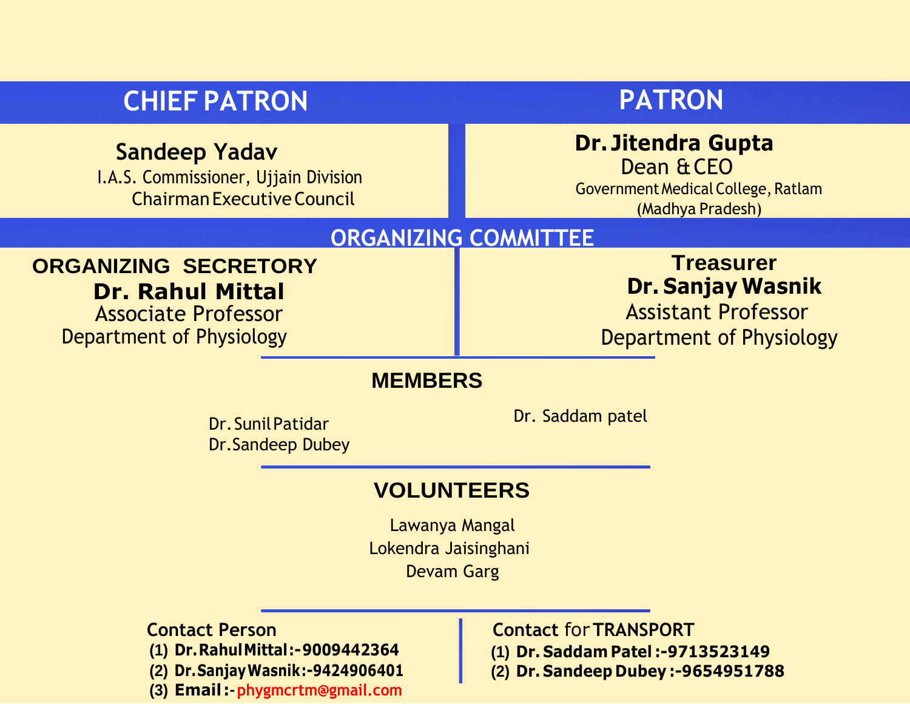## CHIEF PATRON

**Sandeep Yadav**
I.A.S. Commissioner, Ujjain Division
Chairman Executive Council

## PATRON

**Dr. Jitendra Gupta**
Dean & CEO
Government Medical College, Ratlam
(Madhya Pradesh)

## ORGANIZING COMMITTEE

**ORGANIZING SECRETORY**
**Dr. Rahul Mittal**
Associate Professor
Department of Physiology

**Treasurer**
**Dr. Sanjay Wasnik**
Assistant Professor
Department of Physiology

### MEMBERS

Dr. Sunil Patidar
Dr.Sandeep Dubey
Dr. Saddam patel

### VOLUNTEERS

Lawanya Mangal
Lokendra Jaisinghani
Devam Garg

**Contact Person**

1. **Dr. Rahul Mittal :-9009442364**
2. **Dr. Sanjay Wasnik :-9424906401**
3. **Email :-** phygmcrtm@gmail.com

**Contact for TRANSPORT**

1. **Dr. Saddam Patel :-9713523149**
2. **Dr. Sandeep Dubey :-9654951788**